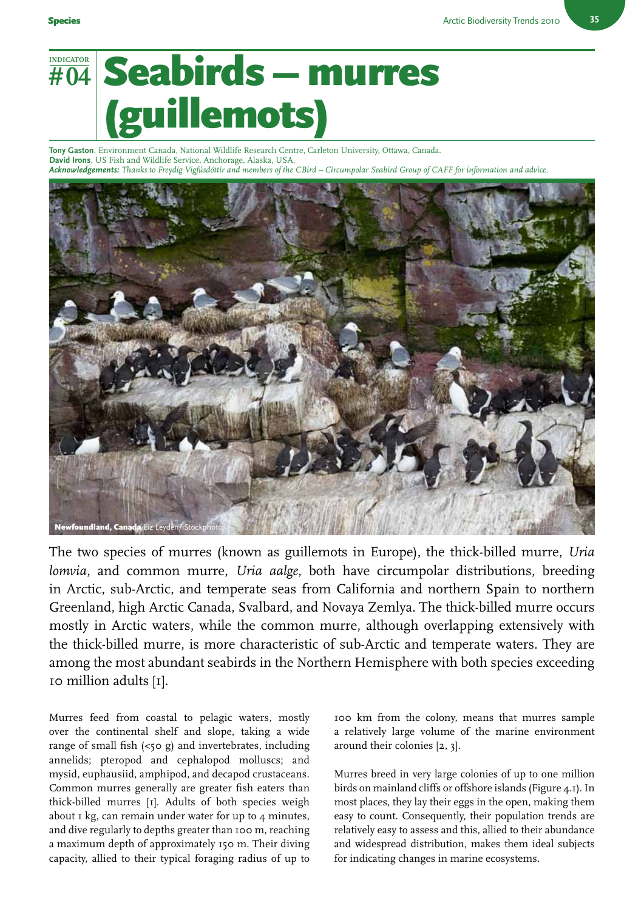INDICATOR #04

# Seabirds – murres (guillemots)

**Tony Gaston**, Environment Canada, National Wildlife Research Centre, Carleton University, Ottawa, Canada.
**David Irons**, US Fish and Wildlife Service, Anchorage, Alaska, USA.
***Acknowledgements:*** *Thanks to Freydig Vigfúsdóttir and members of the CBird – Circumpolar Seabird Group of CAFF for information and advice.*

**Newfoundland, Canada** Liz Leyden/iStockphoto

The two species of murres (known as guillemots in Europe), the thick-billed murre, *Uria lomvia*, and common murre, *Uria aalge*, both have circumpolar distributions, breeding in Arctic, sub-Arctic, and temperate seas from California and northern Spain to northern Greenland, high Arctic Canada, Svalbard, and Novaya Zemlya. The thick-billed murre occurs mostly in Arctic waters, while the common murre, although overlapping extensively with the thick-billed murre, is more characteristic of sub-Arctic and temperate waters. They are among the most abundant seabirds in the Northern Hemisphere with both species exceeding 10 million adults [1].

Murres feed from coastal to pelagic waters, mostly over the continental shelf and slope, taking a wide range of small fish (<50 g) and invertebrates, including annelids; pteropod and cephalopod molluscs; and mysid, euphausiid, amphipod, and decapod crustaceans. Common murres generally are greater fish eaters than thick-billed murres [1]. Adults of both species weigh about 1 kg, can remain under water for up to 4 minutes, and dive regularly to depths greater than 100 m, reaching a maximum depth of approximately 150 m. Their diving capacity, allied to their typical foraging radius of up to 100 km from the colony, means that murres sample a relatively large volume of the marine environment around their colonies [2, 3].

Murres breed in very large colonies of up to one million birds on mainland cliffs or offshore islands (Figure 4.1). In most places, they lay their eggs in the open, making them easy to count. Consequently, their population trends are relatively easy to assess and this, allied to their abundance and widespread distribution, makes them ideal subjects for indicating changes in marine ecosystems.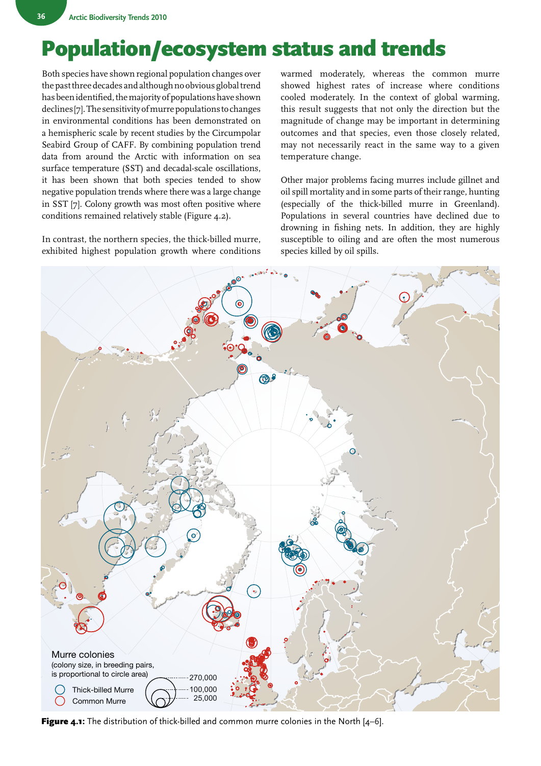# Population/ecosystem status and trends

Both species have shown regional population changes over the past three decades and although no obvious global trend has been identified, the majority of populations have shown declines [7]. The sensitivity of murre populations to changes in environmental conditions has been demonstrated on a hemispheric scale by recent studies by the Circumpolar Seabird Group of CAFF. By combining population trend data from around the Arctic with information on sea surface temperature (SST) and decadal-scale oscillations, it has been shown that both species tended to show negative population trends where there was a large change in SST [7]. Colony growth was most often positive where conditions remained relatively stable (Figure 4.2).

In contrast, the northern species, the thick-billed murre, exhibited highest population growth where conditions warmed moderately, whereas the common murre showed highest rates of increase where conditions cooled moderately. In the context of global warming, this result suggests that not only the direction but the magnitude of change may be important in determining outcomes and that species, even those closely related, may not necessarily react in the same way to a given temperature change.

Other major problems facing murres include gillnet and oil spill mortality and in some parts of their range, hunting (especially of the thick-billed murre in Greenland). Populations in several countries have declined due to drowning in fishing nets. In addition, they are highly susceptible to oiling and are often the most numerous species killed by oil spills.

Murre colonies
(colony size, in breeding pairs, is proportional to circle area)

Thick-billed Murre
Common Murre

270,000
100,000
25,000

**Figure 4.1:** The distribution of thick-billed and common murre colonies in the North [4–6].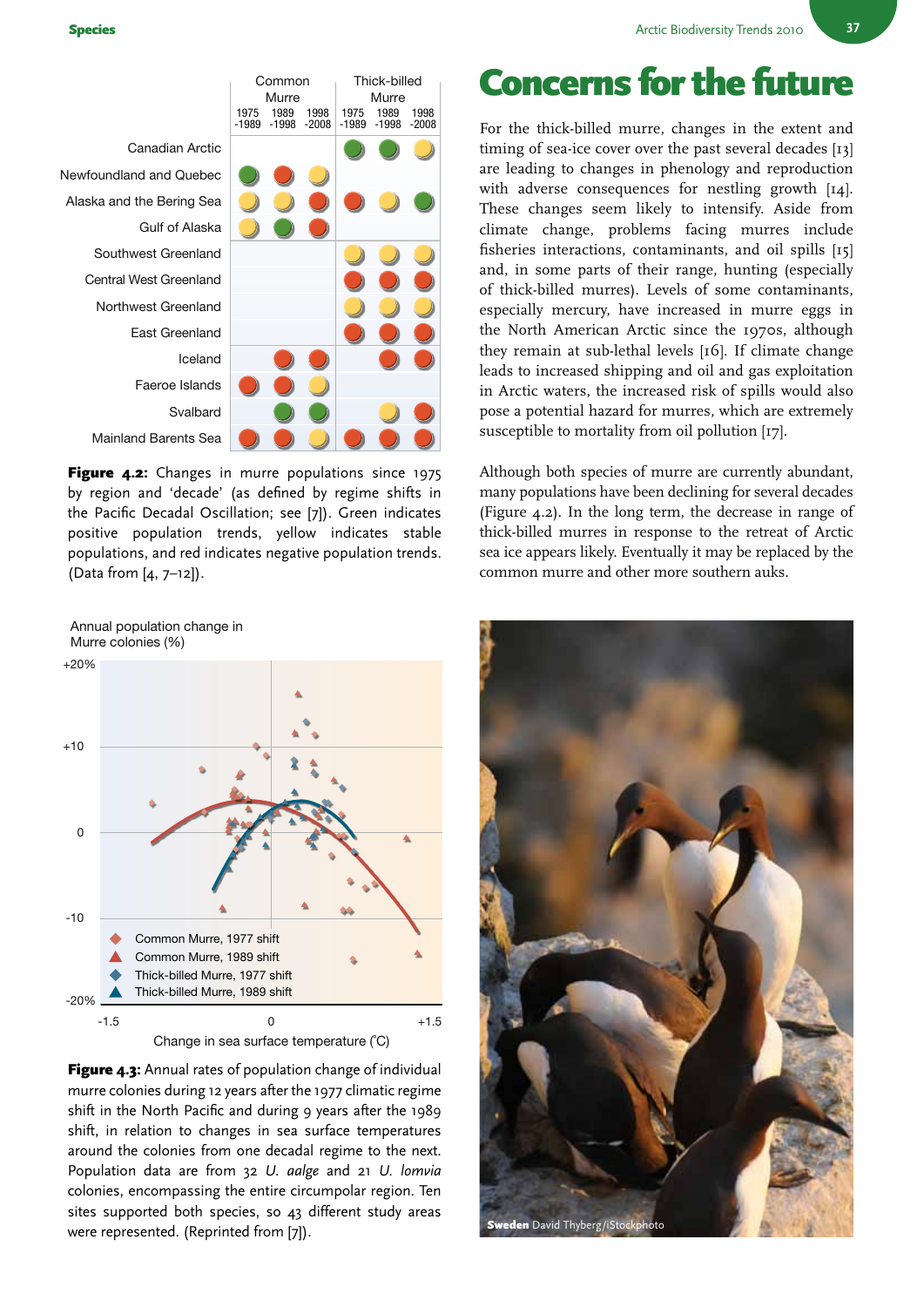Common Murre
Thick-billed Murre
1975 -1989
1989 -1998
1998 -2008
1975 -1989
1989 -1998
1998 -2008
Canadian Arctic
Newfoundland and Quebec
Alaska and the Bering Sea
Gulf of Alaska
Southwest Greenland
Central West Greenland
Northwest Greenland
East Greenland
Iceland
Faeroe Islands
Svalbard
Mainland Barents Sea

**Figure 4.2:** Changes in murre populations since 1975 by region and 'decade' (as defined by regime shifts in the Pacific Decadal Oscillation; see [7]). Green indicates positive population trends, yellow indicates stable populations, and red indicates negative population trends. (Data from [4, 7–12]).

# Concerns for the future

For the thick-billed murre, changes in the extent and timing of sea-ice cover over the past several decades [13] are leading to changes in phenology and reproduction with adverse consequences for nestling growth [14]. These changes seem likely to intensify. Aside from climate change, problems facing murres include fisheries interactions, contaminants, and oil spills [15] and, in some parts of their range, hunting (especially of thick-billed murres). Levels of some contaminants, especially mercury, have increased in murre eggs in the North American Arctic since the 1970s, although they remain at sub-lethal levels [16]. If climate change leads to increased shipping and oil and gas exploitation in Arctic waters, the increased risk of spills would also pose a potential hazard for murres, which are extremely susceptible to mortality from oil pollution [17].

Although both species of murre are currently abundant, many populations have been declining for several decades (Figure 4.2). In the long term, the decrease in range of thick-billed murres in response to the retreat of Arctic sea ice appears likely. Eventually it may be replaced by the common murre and other more southern auks.

Annual population change in Murre colonies (%)
+20%
+10
0
-10
-20%
-1.5
0
+1.5
Change in sea surface temperature (°C)
Common Murre, 1977 shift
Common Murre, 1989 shift
Thick-billed Murre, 1977 shift
Thick-billed Murre, 1989 shift

**Figure 4.3:** Annual rates of population change of individual murre colonies during 12 years after the 1977 climatic regime shift in the North Pacific and during 9 years after the 1989 shift, in relation to changes in sea surface temperatures around the colonies from one decadal regime to the next. Population data are from 32 *U. aalge* and 21 *U. lomvia* colonies, encompassing the entire circumpolar region. Ten sites supported both species, so 43 different study areas were represented. (Reprinted from [7]).

**Sweden** David Thyberg/iStockphoto